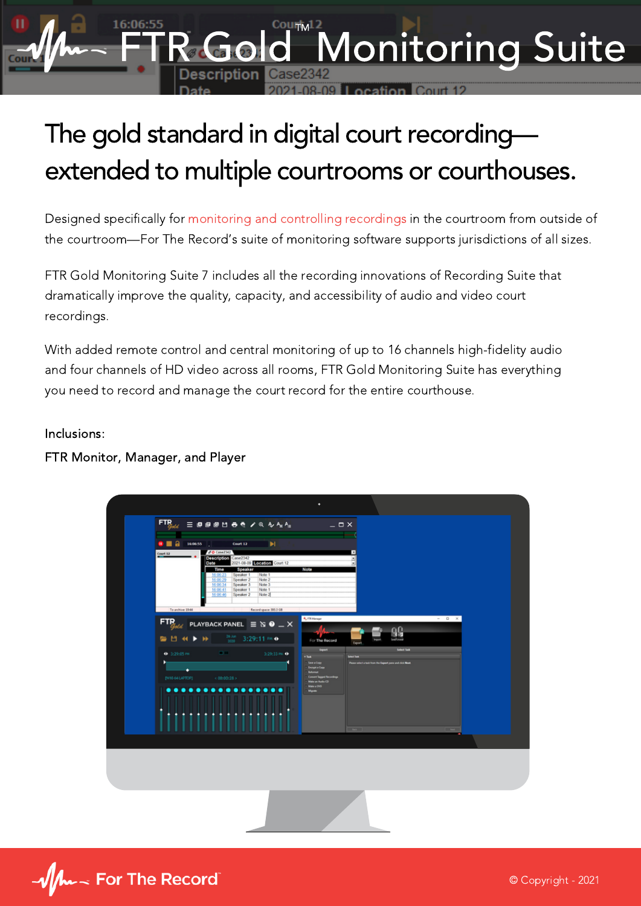# FTR Gold™ Monitoring Suite

## The gold standard in digital court recording—extended to multiple courtrooms or courthouses.

Designed specifically for monitoring and controlling recordings in the courtroom from outside of the courtroom—For The Record's suite of monitoring software supports jurisdictions of all sizes.

FTR Gold Monitoring Suite 7 includes all the recording innovations of Recording Suite that dramatically improve the quality, capacity, and accessibility of audio and video court recordings.

With added remote control and central monitoring of up to 16 channels high-fidelity audio and four channels of HD video across all rooms, FTR Gold Monitoring Suite has everything you need to record and manage the court record for the entire courthouse.

Inclusions:

FTR Monitor, Manager, and Player

For The Record

© Copyright - 2021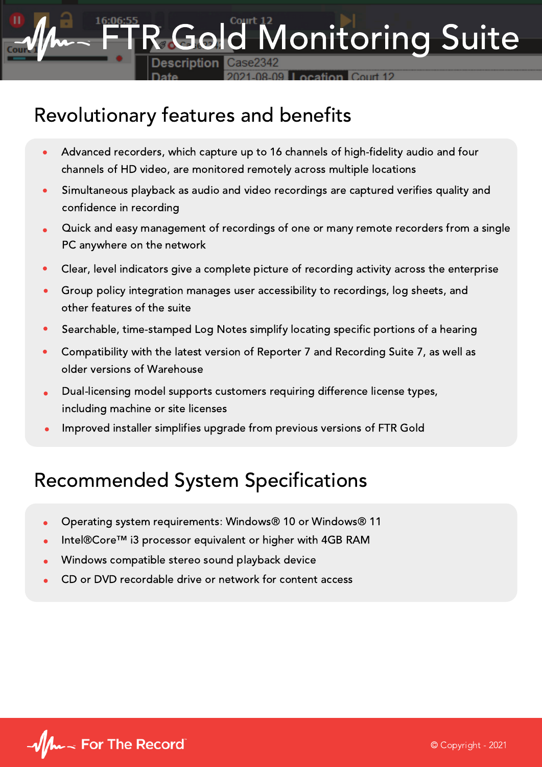# FTR Gold Monitoring Suite

## Revolutionary features and benefits

- Advanced recorders, which capture up to 16 channels of high-fidelity audio and four channels of HD video, are monitored remotely across multiple locations
- Simultaneous playback as audio and video recordings are captured verifies quality and confidence in recording
- Quick and easy management of recordings of one or many remote recorders from a single PC anywhere on the network
- Clear, level indicators give a complete picture of recording activity across the enterprise
- Group policy integration manages user accessibility to recordings, log sheets, and other features of the suite
- Searchable, time-stamped Log Notes simplify locating specific portions of a hearing
- Compatibility with the latest version of Reporter 7 and Recording Suite 7, as well as older versions of Warehouse
- Dual-licensing model supports customers requiring difference license types, including machine or site licenses
- Improved installer simplifies upgrade from previous versions of FTR Gold

## Recommended System Specifications

- Operating system requirements: Windows® 10 or Windows® 11
- Intel®Core™ i3 processor equivalent or higher with 4GB RAM
- Windows compatible stereo sound playback device
- CD or DVD recordable drive or network for content access

For The Record

© Copyright - 2021